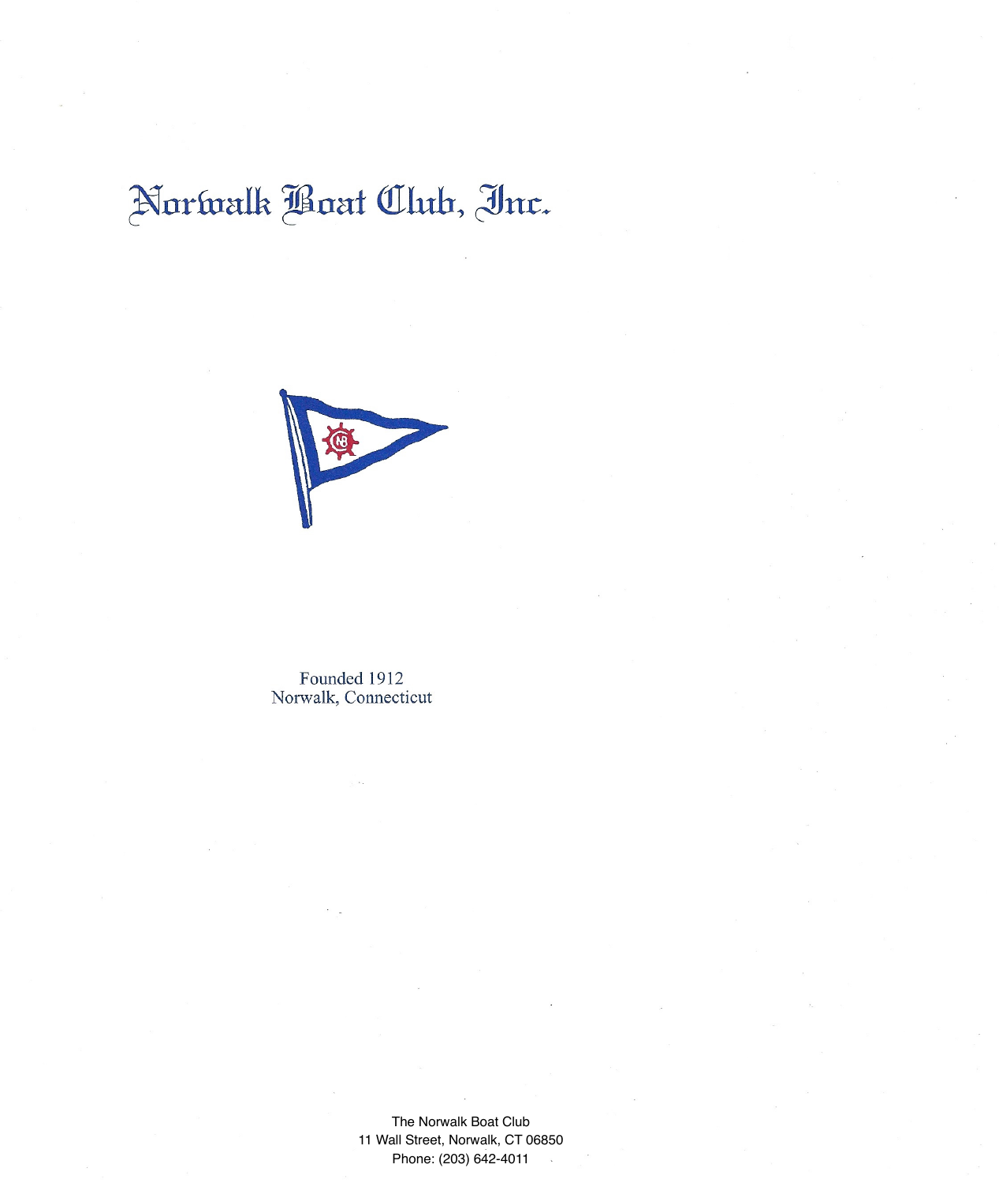# Norwalk Boat Club, Inc.

Founded 1912
Norwalk, Connecticut

The Norwalk Boat Club
11 Wall Street, Norwalk, CT 06850
Phone: (203) 642-4011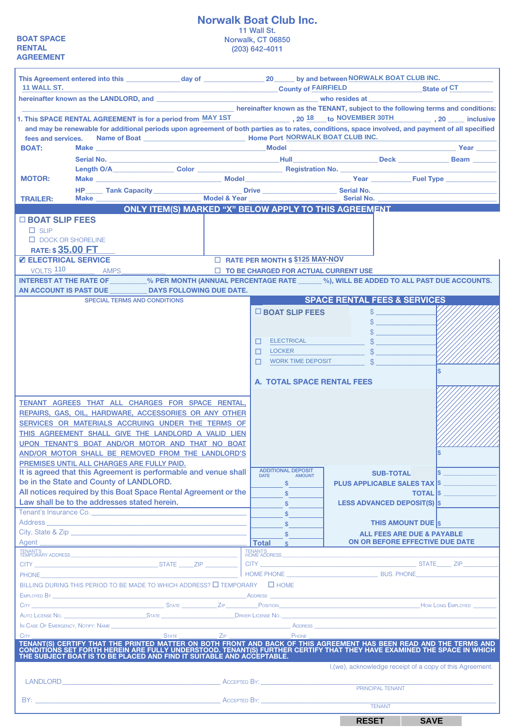# Norwalk Boat Club Inc.

11 Wall St.
Norwalk, CT 06850
(203) 642-4011

**BOAT SPACE RENTAL AGREEMENT**

This Agreement entered into this ______________ day of ________________ 20_____ by and between NORWALK BOAT CLUB INC.
11 WALL ST. ______________________ County of FAIRFIELD ______________ State of CT ________
hereinafter known as the LANDLORD, and ______________________________ who resides at ______________________________
______________________________ hereinafter known as the TENANT, subject to the following terms and conditions:

1. This SPACE RENTAL AGREEMENT is for a period from MAY 1ST ______________, 20 18 to NOVEMBER 30TH ______________, 20 ____ inclusive and may be renewable for additional periods upon agreement of both parties as to rates, conditions, space involved, and payment of all specified fees and services. Name of Boat ______________________ Home Port NORWALK BOAT CLUB INC.

**BOAT:** Make ______________ Model ______________ Year ______
Serial No. ______________ Hull ______________ Deck ______________ Beam ______
Length O/A ______________ Color ______________ Registration No. ______________

**MOTOR:** Make ______________ Model ______________ Year ______________ Fuel Type ______________
HP _____ Tank Capacity ______________ Drive ______________ Serial No. ______________

**TRAILER:** Make ______________ Model & Year ______________ Serial No. ______________

**ONLY ITEM(S) MARKED "X" BELOW APPLY TO THIS AGREEMENT**

☐ **BOAT SLIP FEES**
☐ SLIP
☐ DOCK OR SHORELINE
RATE: $ 35.00 FT

☑ **ELECTRICAL SERVICE**
VOLTS 110 AMPS __________

☐ RATE PER MONTH $ $125 MAY-NOV
☐ TO BE CHARGED FOR ACTUAL CURRENT USE

INTEREST AT THE RATE OF _________% PER MONTH (ANNUAL PERCENTAGE RATE ______ %), WILL BE ADDED TO ALL PAST DUE ACCOUNTS. AN ACCOUNT IS PAST DUE _________ DAYS FOLLOWING DUE DATE.

**SPECIAL TERMS AND CONDITIONS**

TENANT AGREES THAT ALL CHARGES FOR SPACE RENTAL, REPAIRS, GAS, OIL, HARDWARE, ACCESSORIES OR ANY OTHER SERVICES OR MATERIALS ACCRUING UNDER THE TERMS OF THIS AGREEMENT SHALL GIVE THE LANDLORD A VALID LIEN UPON TENANT'S BOAT AND/OR MOTOR AND THAT NO BOAT AND/OR MOTOR SHALL BE REMOVED FROM THE LANDLORD'S PREMISES UNTIL ALL CHARGES ARE FULLY PAID.

It is agreed that this Agreement is performable and venue shall be in the State and County of LANDLORD.

All notices required by this Boat Space Rental Agreement or the Law shall be to the addresses stated herein.

Tenant's Insurance Co. ______________________
Address ______________________
City, State & Zip ______________________
Agent ______________________

**SPACE RENTAL FEES & SERVICES**

| | | |
|---|---|---|
| ☐ **BOAT SLIP FEES** | $ | |
| | $ | |
| | $ | |
| ☐ ELECTRICAL | $ | |
| ☐ LOCKER | $ | |
| ☐ WORK TIME DEPOSIT | $ | |
| **A. TOTAL SPACE RENTAL FEES** | | $ |
| | | $ |

| ADDITIONAL DEPOSIT DATE | AMOUNT |
|---|---|
| | $ |
| | $ |
| | $ |
| | $ |
| | $ |
| | $ |
| Total | $ |

| | |
|---|---|
| SUB-TOTAL | $ |
| PLUS APPLICABLE SALES TAX | $ |
| TOTAL | $ |
| LESS ADVANCED DEPOSIT(S) | $ |
| THIS AMOUNT DUE | $ |

ALL FEES ARE DUE & PAYABLE ON OR BEFORE EFFECTIVE DUE DATE

TENANT'S TEMPORARY ADDRESS ______________________
CITY ______________ STATE _____ ZIP ______
PHONE ______________

TENANT'S HOME ADDRESS ______________________
CITY ______________ STATE _____ ZIP ______
HOME PHONE ______________ BUS. PHONE ______________

BILLING DURING THIS PERIOD TO BE MADE TO WHICH ADDRESS? ☐ TEMPORARY ☐ HOME

Employed By ______________ Address ______________
City ______________ State ______ Zip ______ Position ______________ How Long Employed ______
Auto License No. ______________ State ______ Driver License No. ______________
In Case Of Emergency, Notify: Name ______________ Address ______________
City ______________ State ______ Zip ______ Phone ______________

**TENANT(S) CERTIFY THAT THE PRINTED MATTER ON BOTH FRONT AND BACK OF THIS AGREEMENT HAS BEEN READ AND THE TERMS AND CONDITIONS SET FORTH HEREIN ARE FULLY UNDERSTOOD. TENANT(S) FURTHER CERTIFY THAT THEY HAVE EXAMINED THE SPACE IN WHICH THE SUBJECT BOAT IS TO BE PLACED AND FIND IT SUITABLE AND ACCEPTABLE.**

I,(we), acknowledge receipt of a copy of this Agreement.

LANDLORD ______________________ Accepted By: ______________________
PRINCIPAL TENANT

BY: ______________________ Accepted By: ______________________
TENANT

RESET | SAVE